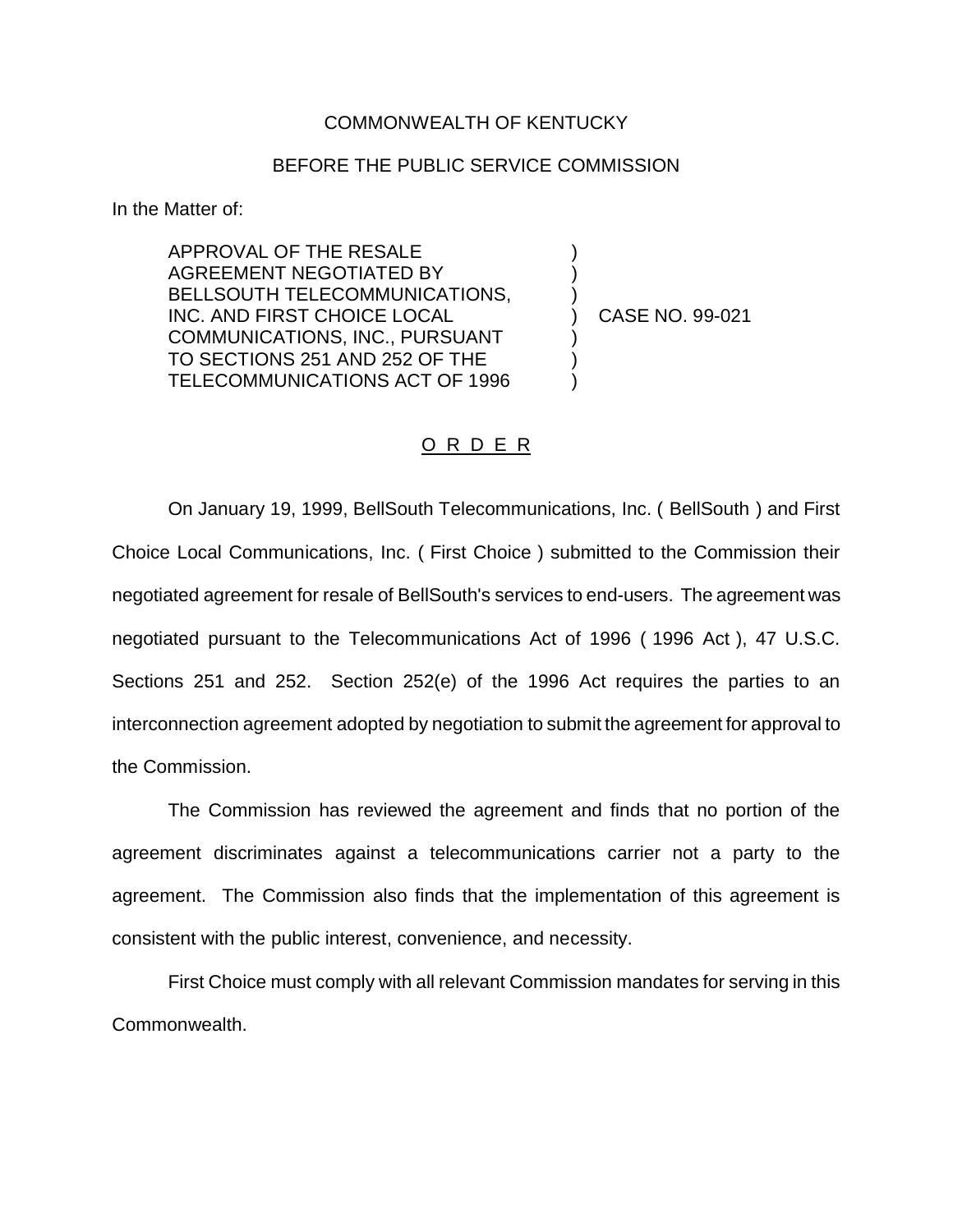COMMONWEALTH OF KENTUCKY

BEFORE THE PUBLIC SERVICE COMMISSION

In the Matter of:

APPROVAL OF THE RESALE AGREEMENT NEGOTIATED BY BELLSOUTH TELECOMMUNICATIONS, INC. AND FIRST CHOICE LOCAL COMMUNICATIONS, INC., PURSUANT TO SECTIONS 251 AND 252 OF THE TELECOMMUNICATIONS ACT OF 1996 ) CASE NO. 99-021

O R D E R

On January 19, 1999, BellSouth Telecommunications, Inc. ( BellSouth ) and First Choice Local Communications, Inc. ( First Choice ) submitted to the Commission their negotiated agreement for resale of BellSouth's services to end-users. The agreement was negotiated pursuant to the Telecommunications Act of 1996 ( 1996 Act ), 47 U.S.C. Sections 251 and 252. Section 252(e) of the 1996 Act requires the parties to an interconnection agreement adopted by negotiation to submit the agreement for approval to the Commission.

The Commission has reviewed the agreement and finds that no portion of the agreement discriminates against a telecommunications carrier not a party to the agreement. The Commission also finds that the implementation of this agreement is consistent with the public interest, convenience, and necessity.

First Choice must comply with all relevant Commission mandates for serving in this Commonwealth.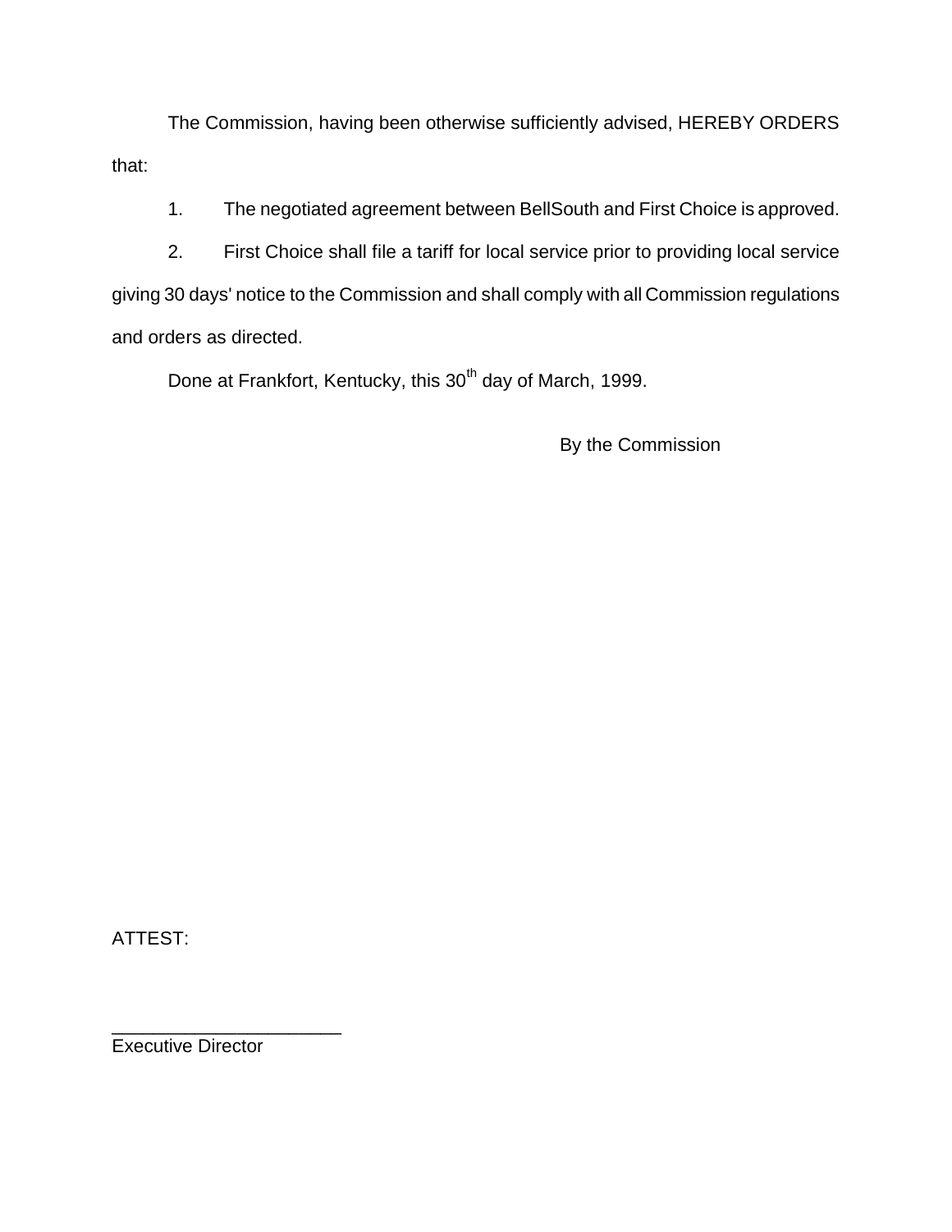The Commission, having been otherwise sufficiently advised, HEREBY ORDERS that:

1. The negotiated agreement between BellSouth and First Choice is approved.

2. First Choice shall file a tariff for local service prior to providing local service giving 30 days' notice to the Commission and shall comply with all Commission regulations and orders as directed.

Done at Frankfort, Kentucky, this 30th day of March, 1999.

By the Commission

ATTEST:

______________________

Executive Director